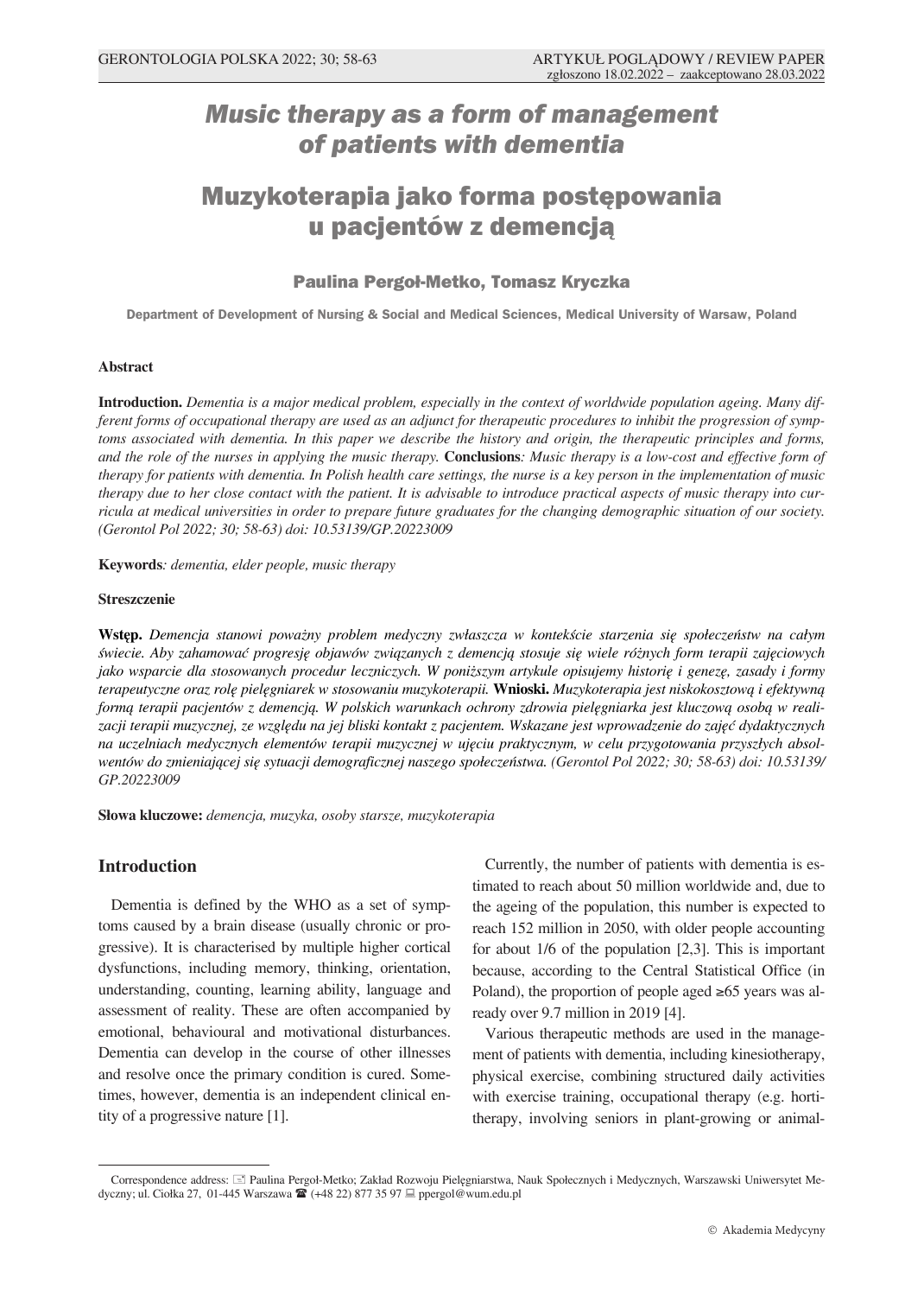# *Music therapy as a form of management of patients with dementia*

# Muzykoterapia jako forma postępowania u pacjentów z demencją

### Paulina Pergoł-Metko, Tomasz Kryczka

Department of Development of Nursing & Social and Medical Sciences, Medical University of Warsaw, Poland

#### Abstract

**Introduction.** *Dementia is a major medical problem, especially in the context of worldwide population ageing. Many different forms of occupational therapy are used as an adjunct for therapeutic procedures to inhibit the progression of symptoms associated with dementia. In this paper we describe the history and origin, the therapeutic principles and forms, and the role of the nurses in applying the music therapy.* **Conclusions***: Music therapy is a low-cost and effective form of therapy for patients with dementia. In Polish health care settings, the nurse is a key person in the implementation of music therapy due to her close contact with the patient. It is advisable to introduce practical aspects of music therapy into curricula at medical universities in order to prepare future graduates for the changing demographic situation of our society. (Gerontol Pol 2022; 30; 58-63) doi: 10.53139/GP.20223009*

**Keywords***: dementia, elder people, music therapy*

#### Streszczenie

**Wstęp.** *Demencja stanowi poważny problem medyczny zwłaszcza w kontekście starzenia się społeczeństw na całym świecie. Aby zahamować progresję objawów związanych z demencją stosuje się wiele różnych form terapii zajęciowych jako wsparcie dla stosowanych procedur leczniczych. W poniższym artykule opisujemy historię i genezę, zasady i formy terapeutyczne oraz rolę pielęgniarek w stosowaniu muzykoterapii.* **Wnioski.** *Muzykoterapia jest niskokosztową i efektywną formą terapii pacjentów z demencją. W polskich warunkach ochrony zdrowia pielęgniarka jest kluczową osobą w realizacji terapii muzycznej, ze względu na jej bliski kontakt z pacjentem. Wskazane jest wprowadzenie do zajęć dydaktycznych na uczelniach medycznych elementów terapii muzycznej w ujęciu praktycznym, w celu przygotowania przyszłych absolwentów do zmieniającej się sytuacji demograficznej naszego społeczeństwa. (Gerontol Pol 2022; 30; 58-63) doi: 10.53139/GP.20223009*

**Słowa kluczowe:** *demencja, muzyka, osoby starsze, muzykoterapia*

## Introduction

Dementia is defined by the WHO as a set of symptoms caused by a brain disease (usually chronic or progressive). It is characterised by multiple higher cortical dysfunctions, including memory, thinking, orientation, understanding, counting, learning ability, language and assessment of reality. These are often accompanied by emotional, behavioural and motivational disturbances. Dementia can develop in the course of other illnesses and resolve once the primary condition is cured. Sometimes, however, dementia is an independent clinical entity of a progressive nature [1].

Currently, the number of patients with dementia is estimated to reach about 50 million worldwide and, due to the ageing of the population, this number is expected to reach 152 million in 2050, with older people accounting for about 1/6 of the population [2,3]. This is important because, according to the Central Statistical Office (in Poland), the proportion of people aged ≥65 years was already over 9.7 million in 2019 [4].

Various therapeutic methods are used in the management of patients with dementia, including kinesiotherapy, physical exercise, combining structured daily activities with exercise training, occupational therapy (e.g. hortitherapy, involving seniors in plant-growing or animal-

Correspondence address: Paulina Pergoł-Metko; Zakład Rozwoju Pielęgniarstwa, Nauk Społecznych i Medycznych, Warszawski Uniwersytet Medyczny; ul. Ciołka 27, 01-445 Warszawa (+48 22) 877 35 97 ppergol@wum.edu.pl

© Akademia Medycyny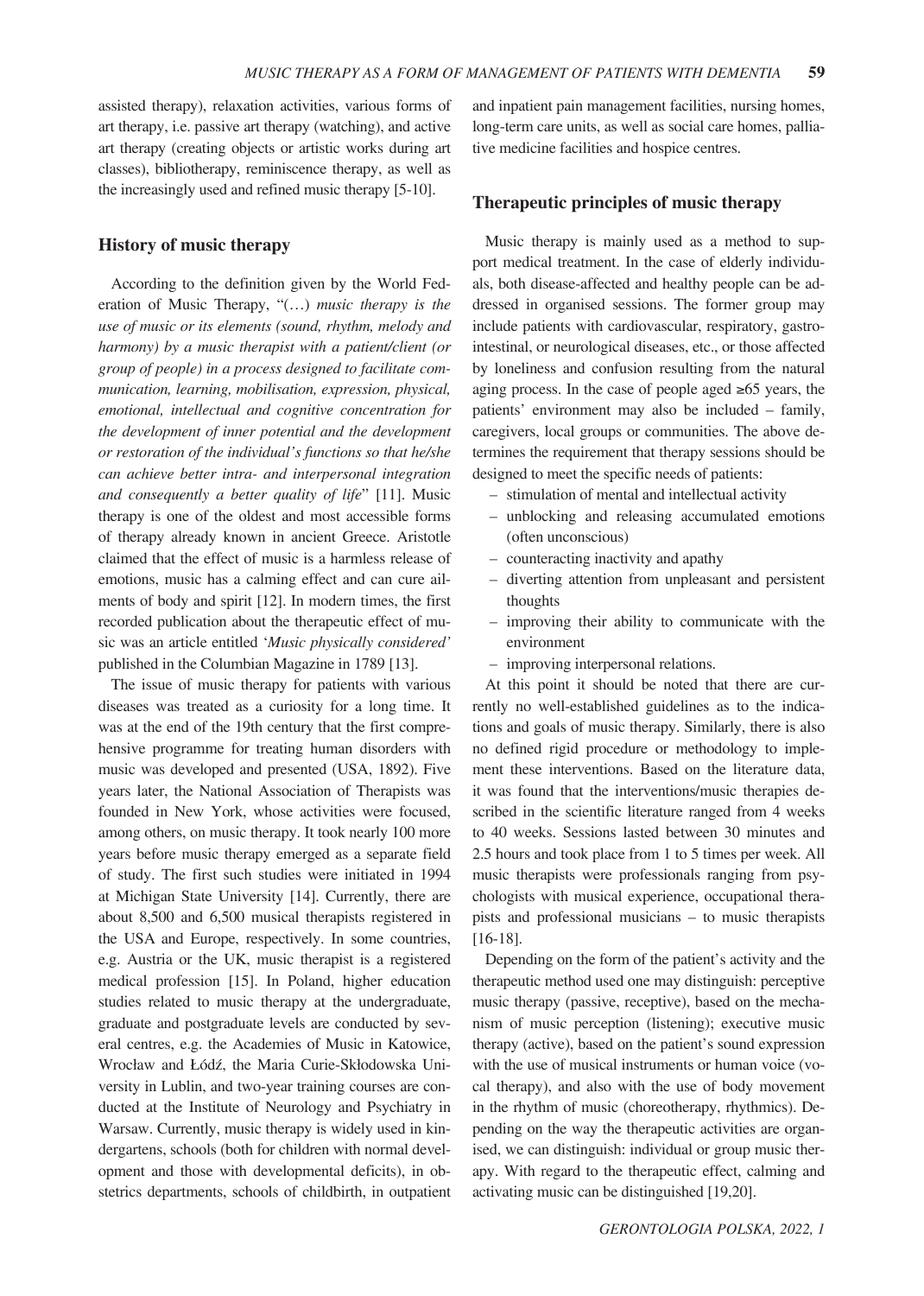assisted therapy), relaxation activities, various forms of art therapy, i.e. passive art therapy (watching), and active art therapy (creating objects or artistic works during art classes), bibliotherapy, reminiscence therapy, as well as the increasingly used and refined music therapy [5-10].

## History of music therapy

According to the definition given by the World Federation of Music Therapy, "(…) *music therapy is the use of music or its elements (sound, rhythm, melody and harmony) by a music therapist with a patient/client (or group of people) in a process designed to facilitate communication, learning, mobilisation, expression, physical, emotional, intellectual and cognitive concentration for the development of inner potential and the development or restoration of the individual's functions so that he/she can achieve better intra- and interpersonal integration and consequently a better quality of life*" [11]. Music therapy is one of the oldest and most accessible forms of therapy already known in ancient Greece. Aristotle claimed that the effect of music is a harmless release of emotions, music has a calming effect and can cure ailments of body and spirit [12]. In modern times, the first recorded publication about the therapeutic effect of music was an article entitled '*Music physically considered*' published in the Columbian Magazine in 1789 [13].

The issue of music therapy for patients with various diseases was treated as a curiosity for a long time. It was at the end of the 19th century that the first comprehensive programme for treating human disorders with music was developed and presented (USA, 1892). Five years later, the National Association of Therapists was founded in New York, whose activities were focused, among others, on music therapy. It took nearly 100 more years before music therapy emerged as a separate field of study. The first such studies were initiated in 1994 at Michigan State University [14]. Currently, there are about 8,500 and 6,500 musical therapists registered in the USA and Europe, respectively. In some countries, e.g. Austria or the UK, music therapist is a registered medical profession [15]. In Poland, higher education studies related to music therapy at the undergraduate, graduate and postgraduate levels are conducted by several centres, e.g. the Academies of Music in Katowice, Wrocław and Łódź, the Maria Curie-Skłodowska University in Lublin, and two-year training courses are conducted at the Institute of Neurology and Psychiatry in Warsaw. Currently, music therapy is widely used in kindergartens, schools (both for children with normal development and those with developmental deficits), in obstetrics departments, schools of childbirth, in outpatient and inpatient pain management facilities, nursing homes, long-term care units, as well as social care homes, palliative medicine facilities and hospice centres.

## Therapeutic principles of music therapy

Music therapy is mainly used as a method to support medical treatment. In the case of elderly individuals, both disease-affected and healthy people can be addressed in organised sessions. The former group may include patients with cardiovascular, respiratory, gastrointestinal, or neurological diseases, etc., or those affected by loneliness and confusion resulting from the natural aging process. In the case of people aged ≥65 years, the patients' environment may also be included – family, caregivers, local groups or communities. The above determines the requirement that therapy sessions should be designed to meet the specific needs of patients:

- stimulation of mental and intellectual activity
- unblocking and releasing accumulated emotions (often unconscious)
- counteracting inactivity and apathy
- diverting attention from unpleasant and persistent thoughts
- improving their ability to communicate with the environment
- improving interpersonal relations.

At this point it should be noted that there are currently no well-established guidelines as to the indications and goals of music therapy. Similarly, there is also no defined rigid procedure or methodology to implement these interventions. Based on the literature data, it was found that the interventions/music therapies described in the scientific literature ranged from 4 weeks to 40 weeks. Sessions lasted between 30 minutes and 2.5 hours and took place from 1 to 5 times per week. All music therapists were professionals ranging from psychologists with musical experience, occupational therapists and professional musicians – to music therapists [16-18].

Depending on the form of the patient's activity and the therapeutic method used one may distinguish: perceptive music therapy (passive, receptive), based on the mechanism of music perception (listening); executive music therapy (active), based on the patient's sound expression with the use of musical instruments or human voice (vocal therapy), and also with the use of body movement in the rhythm of music (choreotherapy, rhythmics). Depending on the way the therapeutic activities are organised, we can distinguish: individual or group music therapy. With regard to the therapeutic effect, calming and activating music can be distinguished [19,20].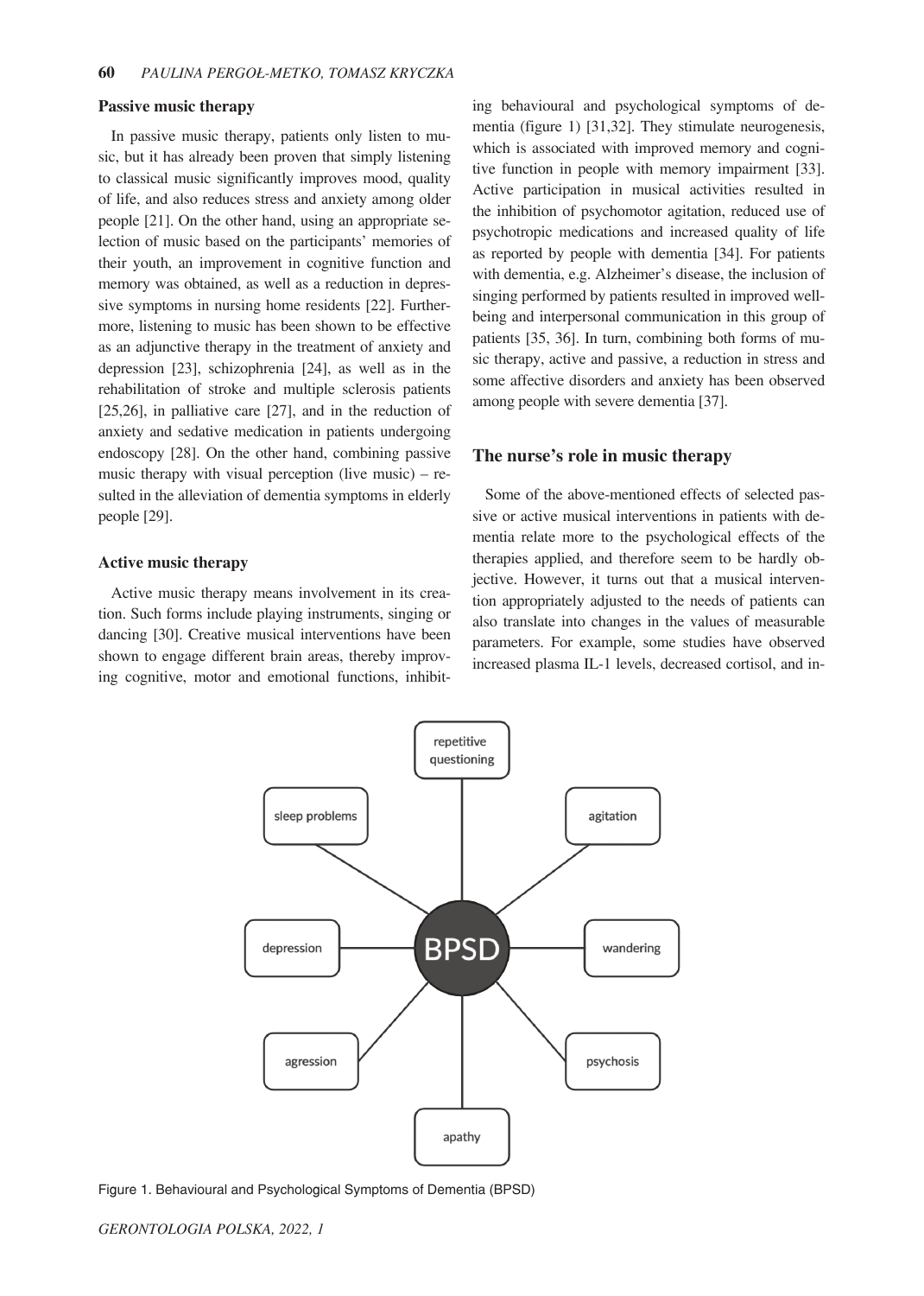### Passive music therapy

In passive music therapy, patients only listen to music, but it has already been proven that simply listening to classical music significantly improves mood, quality of life, and also reduces stress and anxiety among older people [21]. On the other hand, using an appropriate selection of music based on the participants' memories of their youth, an improvement in cognitive function and memory was obtained, as well as a reduction in depressive symptoms in nursing home residents [22]. Furthermore, listening to music has been shown to be effective as an adjunctive therapy in the treatment of anxiety and depression [23], schizophrenia [24], as well as in the rehabilitation of stroke and multiple sclerosis patients [25,26], in palliative care [27], and in the reduction of anxiety and sedative medication in patients undergoing endoscopy [28]. On the other hand, combining passive music therapy with visual perception (live music) – resulted in the alleviation of dementia symptoms in elderly people [29].

### Active music therapy

Active music therapy means involvement in its creation. Such forms include playing instruments, singing or dancing [30]. Creative musical interventions have been shown to engage different brain areas, thereby improving cognitive, motor and emotional functions, inhibiting behavioural and psychological symptoms of dementia (figure 1) [31,32]. They stimulate neurogenesis, which is associated with improved memory and cognitive function in people with memory impairment [33]. Active participation in musical activities resulted in the inhibition of psychomotor agitation, reduced use of psychotropic medications and increased quality of life as reported by people with dementia [34]. For patients with dementia, e.g. Alzheimer's disease, the inclusion of singing performed by patients resulted in improved well-being and interpersonal communication in this group of patients [35, 36]. In turn, combining both forms of music therapy, active and passive, a reduction in stress and some affective disorders and anxiety has been observed among people with severe dementia [37].

## The nurse's role in music therapy

Some of the above-mentioned effects of selected passive or active musical interventions in patients with dementia relate more to the psychological effects of the therapies applied, and therefore seem to be hardly objective. However, it turns out that a musical intervention appropriately adjusted to the needs of patients can also translate into changes in the values of measurable parameters. For example, some studies have observed increased plasma IL-1 levels, decreased cortisol, and in-

BPSD: repetitive questioning, agitation, wandering, psychosis, apathy, agression, depression, sleep problems

Figure 1. Behavioural and Psychological Symptoms of Dementia (BPSD)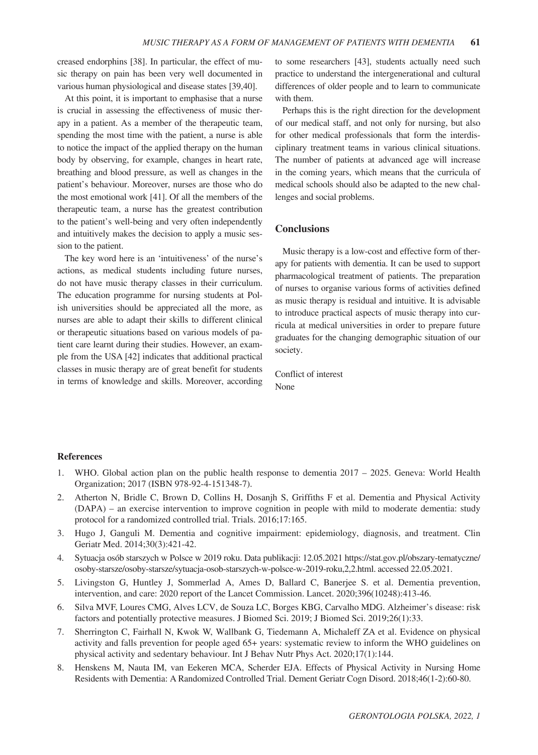creased endorphins [38]. In particular, the effect of music therapy on pain has been very well documented in various human physiological and disease states [39,40].

At this point, it is important to emphasise that a nurse is crucial in assessing the effectiveness of music therapy in a patient. As a member of the therapeutic team, spending the most time with the patient, a nurse is able to notice the impact of the applied therapy on the human body by observing, for example, changes in heart rate, breathing and blood pressure, as well as changes in the patient's behaviour. Moreover, nurses are those who do the most emotional work [41]. Of all the members of the therapeutic team, a nurse has the greatest contribution to the patient's well-being and very often independently and intuitively makes the decision to apply a music session to the patient.

The key word here is an 'intuitiveness' of the nurse's actions, as medical students including future nurses, do not have music therapy classes in their curriculum. The education programme for nursing students at Polish universities should be appreciated all the more, as nurses are able to adapt their skills to different clinical or therapeutic situations based on various models of patient care learnt during their studies. However, an example from the USA [42] indicates that additional practical classes in music therapy are of great benefit for students in terms of knowledge and skills. Moreover, according to some researchers [43], students actually need such practice to understand the intergenerational and cultural differences of older people and to learn to communicate with them.

Perhaps this is the right direction for the development of our medical staff, and not only for nursing, but also for other medical professionals that form the interdisciplinary treatment teams in various clinical situations. The number of patients at advanced age will increase in the coming years, which means that the curricula of medical schools should also be adapted to the new challenges and social problems.

## Conclusions

Music therapy is a low-cost and effective form of therapy for patients with dementia. It can be used to support pharmacological treatment of patients. The preparation of nurses to organise various forms of activities defined as music therapy is residual and intuitive. It is advisable to introduce practical aspects of music therapy into curricula at medical universities in order to prepare future graduates for the changing demographic situation of our society.

Conflict of interest
None

## References

1. WHO. Global action plan on the public health response to dementia 2017 – 2025. Geneva: World Health Organization; 2017 (ISBN 978-92-4-151348-7).
2. Atherton N, Bridle C, Brown D, Collins H, Dosanjh S, Griffiths F et al. Dementia and Physical Activity (DAPA) – an exercise intervention to improve cognition in people with mild to moderate dementia: study protocol for a randomized controlled trial. Trials. 2016;17:165.
3. Hugo J, Ganguli M. Dementia and cognitive impairment: epidemiology, diagnosis, and treatment. Clin Geriatr Med. 2014;30(3):421-42.
4. Sytuacja osób starszych w Polsce w 2019 roku. Data publikacji: 12.05.2021 https://stat.gov.pl/obszary-tematyczne/osoby-starsze/osoby-starsze/sytuacja-osob-starszych-w-polsce-w-2019-roku,2,2.html. accessed 22.05.2021.
5. Livingston G, Huntley J, Sommerlad A, Ames D, Ballard C, Banerjee S. et al. Dementia prevention, intervention, and care: 2020 report of the Lancet Commission. Lancet. 2020;396(10248):413-46.
6. Silva MVF, Loures CMG, Alves LCV, de Souza LC, Borges KBG, Carvalho MDG. Alzheimer's disease: risk factors and potentially protective measures. J Biomed Sci. 2019; J Biomed Sci. 2019;26(1):33.
7. Sherrington C, Fairhall N, Kwok W, Wallbank G, Tiedemann A, Michaleff ZA et al. Evidence on physical activity and falls prevention for people aged 65+ years: systematic review to inform the WHO guidelines on physical activity and sedentary behaviour. Int J Behav Nutr Phys Act. 2020;17(1):144.
8. Henskens M, Nauta IM, van Eekeren MCA, Scherder EJA. Effects of Physical Activity in Nursing Home Residents with Dementia: A Randomized Controlled Trial. Dement Geriatr Cogn Disord. 2018;46(1-2):60-80.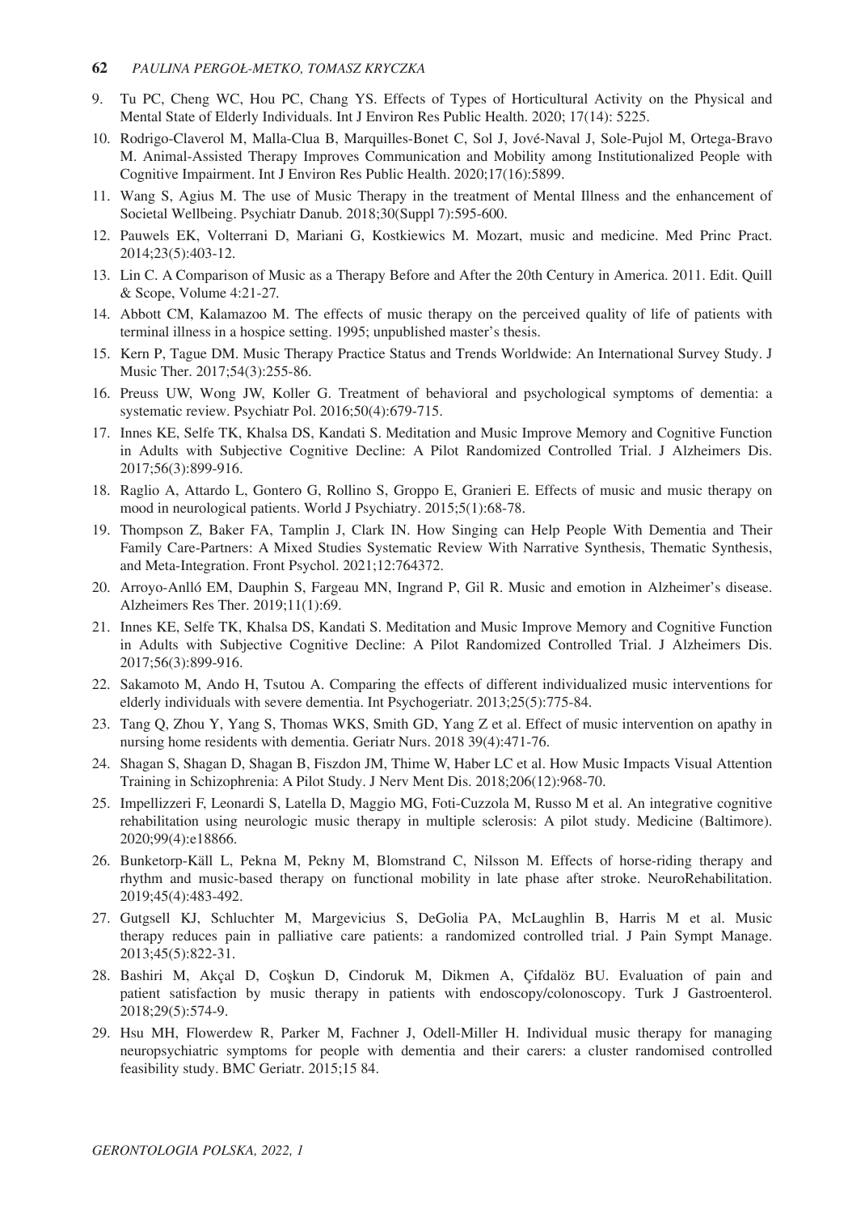9. Tu PC, Cheng WC, Hou PC, Chang YS. Effects of Types of Horticultural Activity on the Physical and Mental State of Elderly Individuals. Int J Environ Res Public Health. 2020; 17(14): 5225.
10. Rodrigo-Claverol M, Malla-Clua B, Marquilles-Bonet C, Sol J, Jové-Naval J, Sole-Pujol M, Ortega-Bravo M. Animal-Assisted Therapy Improves Communication and Mobility among Institutionalized People with Cognitive Impairment. Int J Environ Res Public Health. 2020;17(16):5899.
11. Wang S, Agius M. The use of Music Therapy in the treatment of Mental Illness and the enhancement of Societal Wellbeing. Psychiatr Danub. 2018;30(Suppl 7):595-600.
12. Pauwels EK, Volterrani D, Mariani G, Kostkiewics M. Mozart, music and medicine. Med Princ Pract. 2014;23(5):403-12.
13. Lin C. A Comparison of Music as a Therapy Before and After the 20th Century in America. 2011. Edit. Quill & Scope, Volume 4:21-27.
14. Abbott CM, Kalamazoo M. The effects of music therapy on the perceived quality of life of patients with terminal illness in a hospice setting. 1995; unpublished master's thesis.
15. Kern P, Tague DM. Music Therapy Practice Status and Trends Worldwide: An International Survey Study. J Music Ther. 2017;54(3):255-86.
16. Preuss UW, Wong JW, Koller G. Treatment of behavioral and psychological symptoms of dementia: a systematic review. Psychiatr Pol. 2016;50(4):679-715.
17. Innes KE, Selfe TK, Khalsa DS, Kandati S. Meditation and Music Improve Memory and Cognitive Function in Adults with Subjective Cognitive Decline: A Pilot Randomized Controlled Trial. J Alzheimers Dis. 2017;56(3):899-916.
18. Raglio A, Attardo L, Gontero G, Rollino S, Groppo E, Granieri E. Effects of music and music therapy on mood in neurological patients. World J Psychiatry. 2015;5(1):68-78.
19. Thompson Z, Baker FA, Tamplin J, Clark IN. How Singing can Help People With Dementia and Their Family Care-Partners: A Mixed Studies Systematic Review With Narrative Synthesis, Thematic Synthesis, and Meta-Integration. Front Psychol. 2021;12:764372.
20. Arroyo-Anlló EM, Dauphin S, Fargeau MN, Ingrand P, Gil R. Music and emotion in Alzheimer's disease. Alzheimers Res Ther. 2019;11(1):69.
21. Innes KE, Selfe TK, Khalsa DS, Kandati S. Meditation and Music Improve Memory and Cognitive Function in Adults with Subjective Cognitive Decline: A Pilot Randomized Controlled Trial. J Alzheimers Dis. 2017;56(3):899-916.
22. Sakamoto M, Ando H, Tsutou A. Comparing the effects of different individualized music interventions for elderly individuals with severe dementia. Int Psychogeriatr. 2013;25(5):775-84.
23. Tang Q, Zhou Y, Yang S, Thomas WKS, Smith GD, Yang Z et al. Effect of music intervention on apathy in nursing home residents with dementia. Geriatr Nurs. 2018 39(4):471-76.
24. Shagan S, Shagan D, Shagan B, Fiszdon JM, Thime W, Haber LC et al. How Music Impacts Visual Attention Training in Schizophrenia: A Pilot Study. J Nerv Ment Dis. 2018;206(12):968-70.
25. Impellizzeri F, Leonardi S, Latella D, Maggio MG, Foti-Cuzzola M, Russo M et al. An integrative cognitive rehabilitation using neurologic music therapy in multiple sclerosis: A pilot study. Medicine (Baltimore). 2020;99(4):e18866.
26. Bunketorp-Käll L, Pekna M, Pekny M, Blomstrand C, Nilsson M. Effects of horse-riding therapy and rhythm and music-based therapy on functional mobility in late phase after stroke. NeuroRehabilitation. 2019;45(4):483-492.
27. Gutgsell KJ, Schluchter M, Margevicius S, DeGolia PA, McLaughlin B, Harris M et al. Music therapy reduces pain in palliative care patients: a randomized controlled trial. J Pain Sympt Manage. 2013;45(5):822-31.
28. Bashiri M, Akçal D, Coşkun D, Cindoruk M, Dikmen A, Çifdalöz BU. Evaluation of pain and patient satisfaction by music therapy in patients with endoscopy/colonoscopy. Turk J Gastroenterol. 2018;29(5):574-9.
29. Hsu MH, Flowerdew R, Parker M, Fachner J, Odell-Miller H. Individual music therapy for managing neuropsychiatric symptoms for people with dementia and their carers: a cluster randomised controlled feasibility study. BMC Geriatr. 2015;15 84.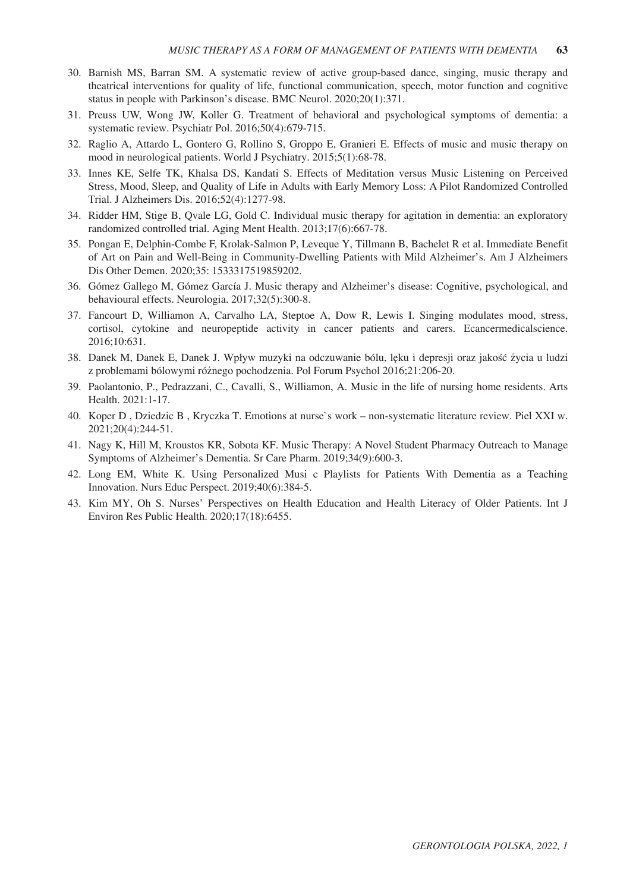30. Barnish MS, Barran SM. A systematic review of active group-based dance, singing, music therapy and theatrical interventions for quality of life, functional communication, speech, motor function and cognitive status in people with Parkinson's disease. BMC Neurol. 2020;20(1):371.
31. Preuss UW, Wong JW, Koller G. Treatment of behavioral and psychological symptoms of dementia: a systematic review. Psychiatr Pol. 2016;50(4):679-715.
32. Raglio A, Attardo L, Gontero G, Rollino S, Groppo E, Granieri E. Effects of music and music therapy on mood in neurological patients. World J Psychiatry. 2015;5(1):68-78.
33. Innes KE, Selfe TK, Khalsa DS, Kandati S. Effects of Meditation versus Music Listening on Perceived Stress, Mood, Sleep, and Quality of Life in Adults with Early Memory Loss: A Pilot Randomized Controlled Trial. J Alzheimers Dis. 2016;52(4):1277-98.
34. Ridder HM, Stige B, Qvale LG, Gold C. Individual music therapy for agitation in dementia: an exploratory randomized controlled trial. Aging Ment Health. 2013;17(6):667-78.
35. Pongan E, Delphin-Combe F, Krolak-Salmon P, Leveque Y, Tillmann B, Bachelet R et al. Immediate Benefit of Art on Pain and Well-Being in Community-Dwelling Patients with Mild Alzheimer's. Am J Alzheimers Dis Other Demen. 2020;35: 1533317519859202.
36. Gómez Gallego M, Gómez García J. Music therapy and Alzheimer's disease: Cognitive, psychological, and behavioural effects. Neurologia. 2017;32(5):300-8.
37. Fancourt D, Williamon A, Carvalho LA, Steptoe A, Dow R, Lewis I. Singing modulates mood, stress, cortisol, cytokine and neuropeptide activity in cancer patients and carers. Ecancermedicalscience. 2016;10:631.
38. Danek M, Danek E, Danek J. Wpływ muzyki na odczuwanie bólu, lęku i depresji oraz jakość życia u ludzi z problemami bólowymi różnego pochodzenia. Pol Forum Psychol 2016;21:206-20.
39. Paolantonio, P., Pedrazzani, C., Cavalli, S., Williamon, A. Music in the life of nursing home residents. Arts Health. 2021:1-17.
40. Koper D , Dziedzic B , Kryczka T. Emotions at nurse`s work – non-systematic literature review. Piel XXI w. 2021;20(4):244-51.
41. Nagy K, Hill M, Kroustos KR, Sobota KF. Music Therapy: A Novel Student Pharmacy Outreach to Manage Symptoms of Alzheimer's Dementia. Sr Care Pharm. 2019;34(9):600-3.
42. Long EM, White K. Using Personalized Musi c Playlists for Patients With Dementia as a Teaching Innovation. Nurs Educ Perspect. 2019;40(6):384-5.
43. Kim MY, Oh S. Nurses' Perspectives on Health Education and Health Literacy of Older Patients. Int J Environ Res Public Health. 2020;17(18):6455.